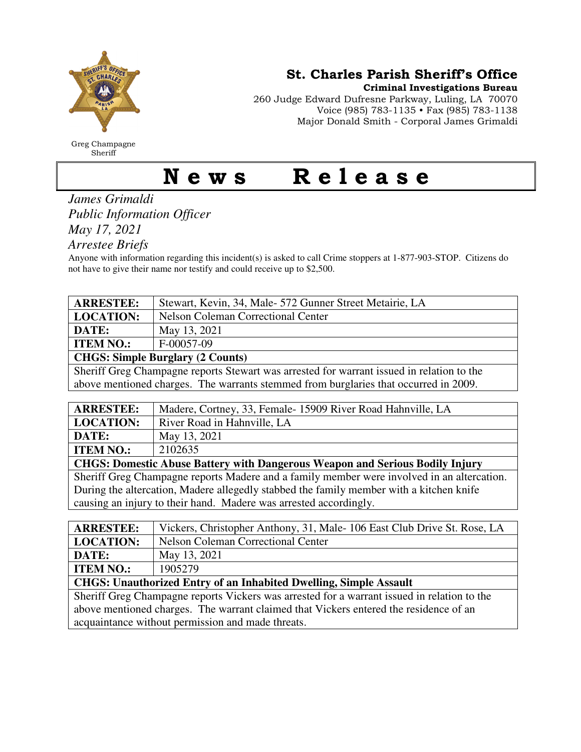Greg Champagne
Sheriff

**St. Charles Parish Sheriff's Office**
**Criminal Investigations Bureau**
260 Judge Edward Dufresne Parkway, Luling, LA 70070
Voice (985) 783-1135 • Fax (985) 783-1138
Major Donald Smith - Corporal James Grimaldi

# News Release

*James Grimaldi*
*Public Information Officer*
*May 17, 2021*
*Arrestee Briefs*

Anyone with information regarding this incident(s) is asked to call Crime stoppers at 1-877-903-STOP. Citizens do not have to give their name nor testify and could receive up to $2,500.

| **ARRESTEE:** | Stewart, Kevin, 34, Male- 572 Gunner Street Metairie, LA |
|---|---|
| **LOCATION:** | Nelson Coleman Correctional Center |
| **DATE:** | May 13, 2021 |
| **ITEM NO.:** | F-00057-09 |
| **CHGS: Simple Burglary (2 Counts)** | |
| Sheriff Greg Champagne reports Stewart was arrested for warrant issued in relation to the above mentioned charges. The warrants stemmed from burglaries that occurred in 2009. | |

| **ARRESTEE:** | Madere, Cortney, 33, Female- 15909 River Road Hahnville, LA |
|---|---|
| **LOCATION:** | River Road in Hahnville, LA |
| **DATE:** | May 13, 2021 |
| **ITEM NO.:** | 2102635 |
| **CHGS: Domestic Abuse Battery with Dangerous Weapon and Serious Bodily Injury** | |
| Sheriff Greg Champagne reports Madere and a family member were involved in an altercation. During the altercation, Madere allegedly stabbed the family member with a kitchen knife causing an injury to their hand. Madere was arrested accordingly. | |

| **ARRESTEE:** | Vickers, Christopher Anthony, 31, Male- 106 East Club Drive St. Rose, LA |
|---|---|
| **LOCATION:** | Nelson Coleman Correctional Center |
| **DATE:** | May 13, 2021 |
| **ITEM NO.:** | 1905279 |
| **CHGS: Unauthorized Entry of an Inhabited Dwelling, Simple Assault** | |
| Sheriff Greg Champagne reports Vickers was arrested for a warrant issued in relation to the above mentioned charges. The warrant claimed that Vickers entered the residence of an acquaintance without permission and made threats. | |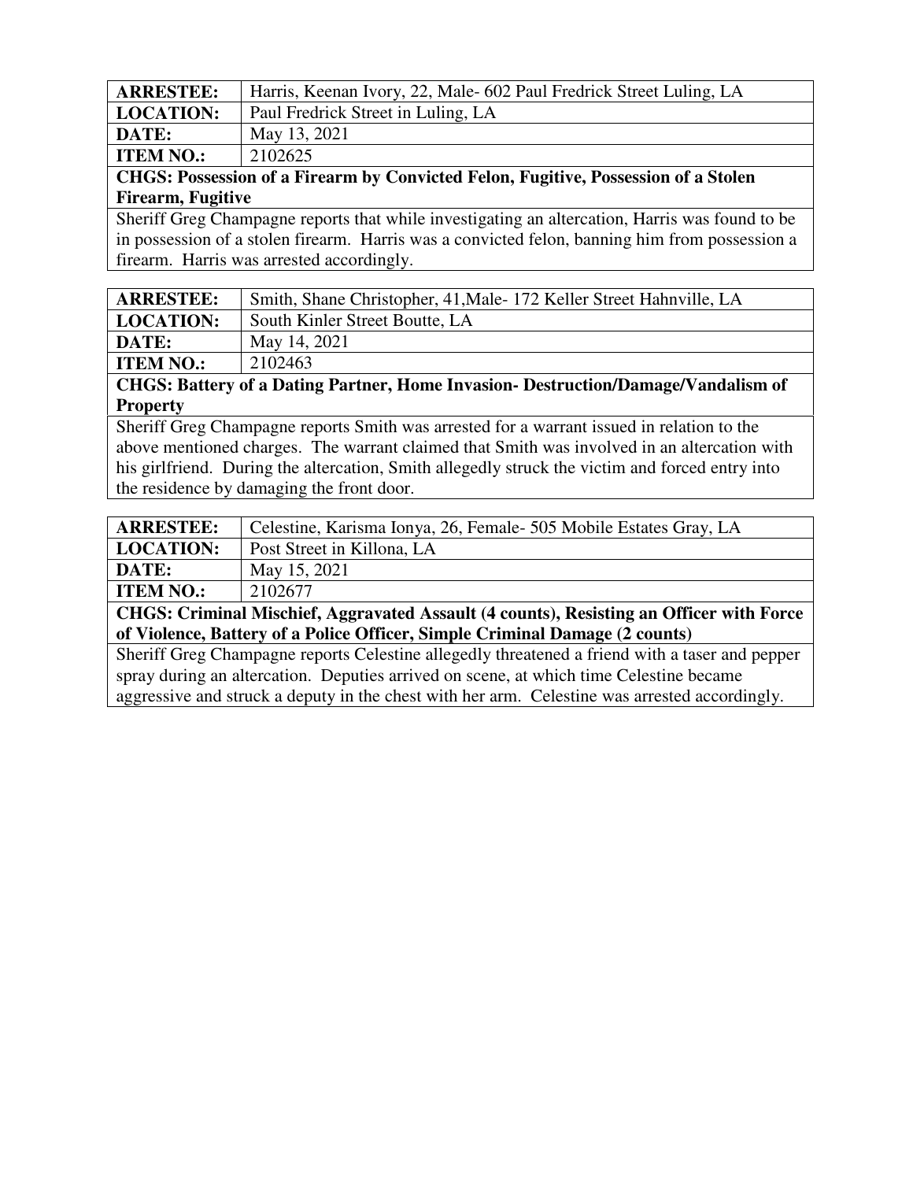| | |
|---|---|
| **ARRESTEE:** | Harris, Keenan Ivory, 22, Male- 602 Paul Fredrick Street Luling, LA |
| **LOCATION:** | Paul Fredrick Street in Luling, LA |
| **DATE:** | May 13, 2021 |
| **ITEM NO.:** | 2102625 |

**CHGS: Possession of a Firearm by Convicted Felon, Fugitive, Possession of a Stolen Firearm, Fugitive**

Sheriff Greg Champagne reports that while investigating an altercation, Harris was found to be in possession of a stolen firearm. Harris was a convicted felon, banning him from possession a firearm. Harris was arrested accordingly.

| | |
|---|---|
| **ARRESTEE:** | Smith, Shane Christopher, 41,Male- 172 Keller Street Hahnville, LA |
| **LOCATION:** | South Kinler Street Boutte, LA |
| **DATE:** | May 14, 2021 |
| **ITEM NO.:** | 2102463 |

**CHGS: Battery of a Dating Partner, Home Invasion- Destruction/Damage/Vandalism of Property**

Sheriff Greg Champagne reports Smith was arrested for a warrant issued in relation to the above mentioned charges. The warrant claimed that Smith was involved in an altercation with his girlfriend. During the altercation, Smith allegedly struck the victim and forced entry into the residence by damaging the front door.

| | |
|---|---|
| **ARRESTEE:** | Celestine, Karisma Ionya, 26, Female- 505 Mobile Estates Gray, LA |
| **LOCATION:** | Post Street in Killona, LA |
| **DATE:** | May 15, 2021 |
| **ITEM NO.:** | 2102677 |

**CHGS: Criminal Mischief, Aggravated Assault (4 counts), Resisting an Officer with Force of Violence, Battery of a Police Officer, Simple Criminal Damage (2 counts)**

Sheriff Greg Champagne reports Celestine allegedly threatened a friend with a taser and pepper spray during an altercation. Deputies arrived on scene, at which time Celestine became aggressive and struck a deputy in the chest with her arm. Celestine was arrested accordingly.